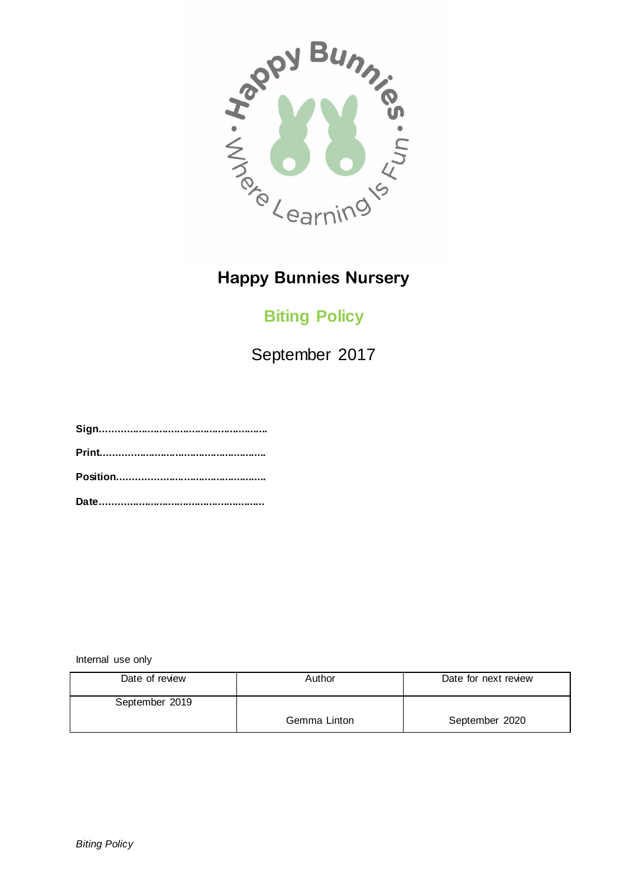# Happy Bunnies Nursery

## Biting Policy

September 2017

**Sign……………………………………………….**

**Print……………………………………………….**

**Position…………………………………………..**

**Date……………………………………………….**

Internal use only

| Date of review | Author | Date for next review |
|---|---|---|
| September 2019 | Gemma Linton | September 2020 |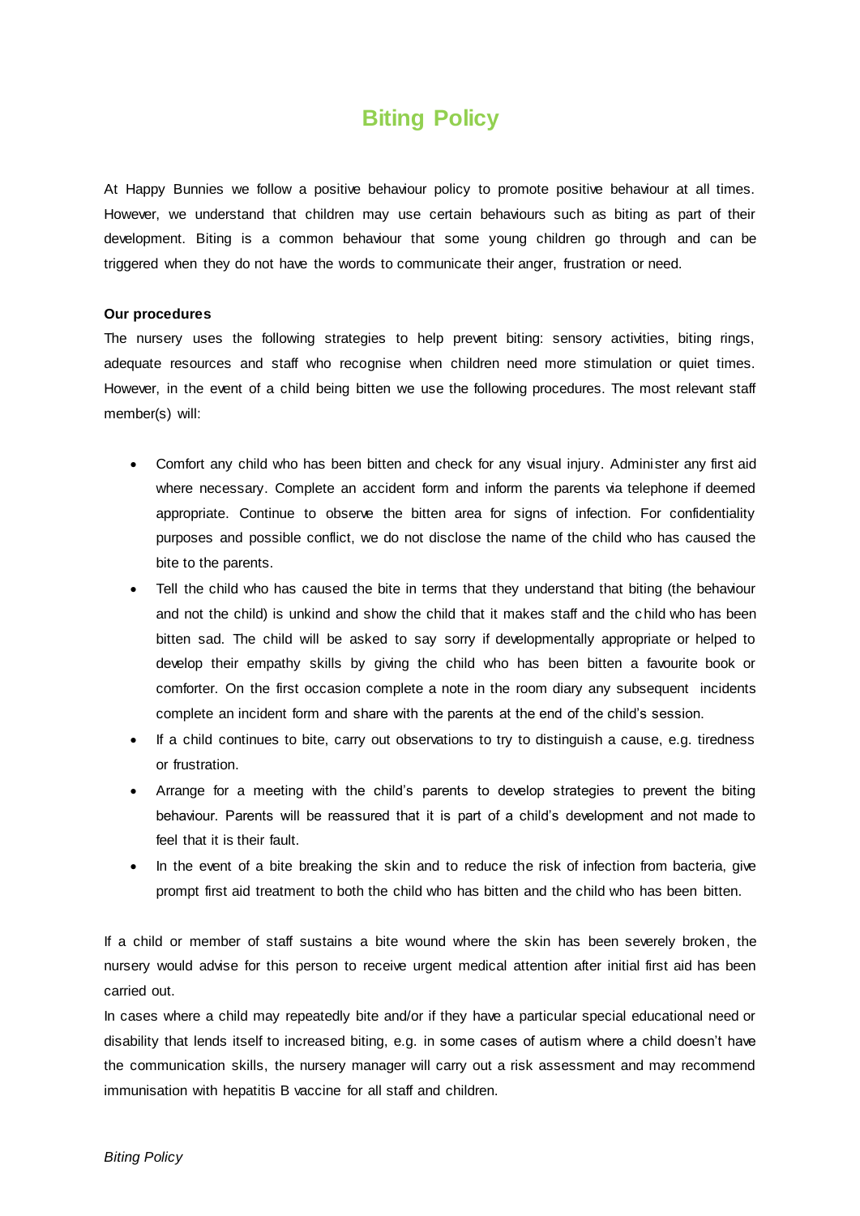# Biting Policy

At Happy Bunnies we follow a positive behaviour policy to promote positive behaviour at all times. However, we understand that children may use certain behaviours such as biting as part of their development. Biting is a common behaviour that some young children go through and can be triggered when they do not have the words to communicate their anger, frustration or need.

**Our procedures**

The nursery uses the following strategies to help prevent biting: sensory activities, biting rings, adequate resources and staff who recognise when children need more stimulation or quiet times. However, in the event of a child being bitten we use the following procedures. The most relevant staff member(s) will:

- Comfort any child who has been bitten and check for any visual injury. Administer any first aid where necessary. Complete an accident form and inform the parents via telephone if deemed appropriate. Continue to observe the bitten area for signs of infection. For confidentiality purposes and possible conflict, we do not disclose the name of the child who has caused the bite to the parents.
- Tell the child who has caused the bite in terms that they understand that biting (the behaviour and not the child) is unkind and show the child that it makes staff and the child who has been bitten sad. The child will be asked to say sorry if developmentally appropriate or helped to develop their empathy skills by giving the child who has been bitten a favourite book or comforter. On the first occasion complete a note in the room diary any subsequent incidents complete an incident form and share with the parents at the end of the child's session.
- If a child continues to bite, carry out observations to try to distinguish a cause, e.g. tiredness or frustration.
- Arrange for a meeting with the child's parents to develop strategies to prevent the biting behaviour. Parents will be reassured that it is part of a child's development and not made to feel that it is their fault.
- In the event of a bite breaking the skin and to reduce the risk of infection from bacteria, give prompt first aid treatment to both the child who has bitten and the child who has been bitten.

If a child or member of staff sustains a bite wound where the skin has been severely broken, the nursery would advise for this person to receive urgent medical attention after initial first aid has been carried out.

In cases where a child may repeatedly bite and/or if they have a particular special educational need or disability that lends itself to increased biting, e.g. in some cases of autism where a child doesn't have the communication skills, the nursery manager will carry out a risk assessment and may recommend immunisation with hepatitis B vaccine for all staff and children.